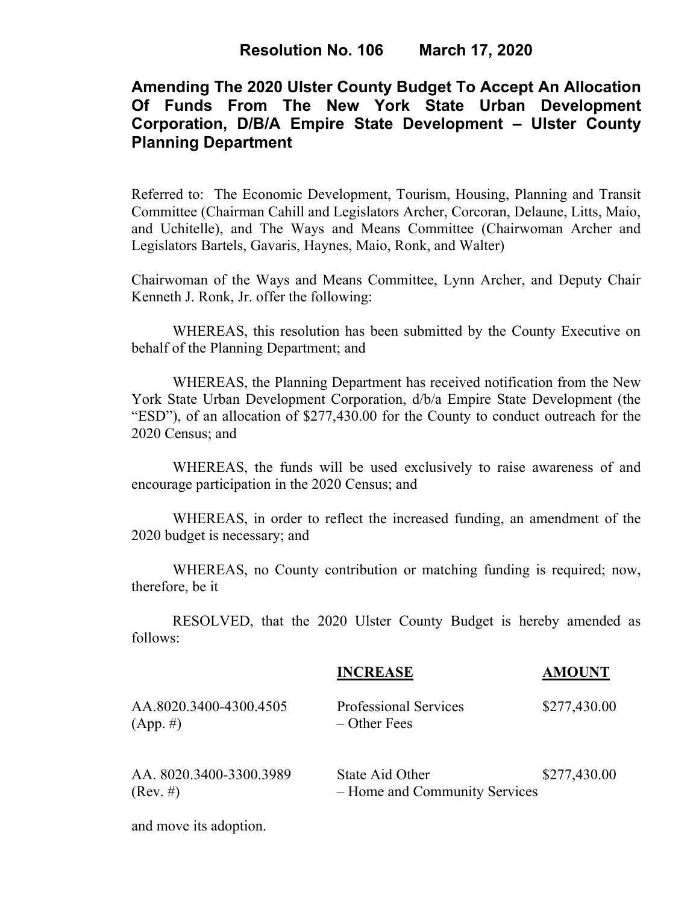**Resolution No. 106 March 17, 2020**

# Amending The 2020 Ulster County Budget To Accept An Allocation Of Funds From The New York State Urban Development Corporation, D/B/A Empire State Development – Ulster County Planning Department

Referred to: The Economic Development, Tourism, Housing, Planning and Transit Committee (Chairman Cahill and Legislators Archer, Corcoran, Delaune, Litts, Maio, and Uchitelle), and The Ways and Means Committee (Chairwoman Archer and Legislators Bartels, Gavaris, Haynes, Maio, Ronk, and Walter)

Chairwoman of the Ways and Means Committee, Lynn Archer, and Deputy Chair Kenneth J. Ronk, Jr. offer the following:

WHEREAS, this resolution has been submitted by the County Executive on behalf of the Planning Department; and

WHEREAS, the Planning Department has received notification from the New York State Urban Development Corporation, d/b/a Empire State Development (the "ESD"), of an allocation of $277,430.00 for the County to conduct outreach for the 2020 Census; and

WHEREAS, the funds will be used exclusively to raise awareness of and encourage participation in the 2020 Census; and

WHEREAS, in order to reflect the increased funding, an amendment of the 2020 budget is necessary; and

WHEREAS, no County contribution or matching funding is required; now, therefore, be it

RESOLVED, that the 2020 Ulster County Budget is hereby amended as follows:

| | **INCREASE** | **AMOUNT** |
|---|---|---|
| AA.8020.3400-4300.4505 (App. #) | Professional Services – Other Fees | $277,430.00 |
| AA. 8020.3400-3300.3989 (Rev. #) | State Aid Other – Home and Community Services | $277,430.00 |

and move its adoption.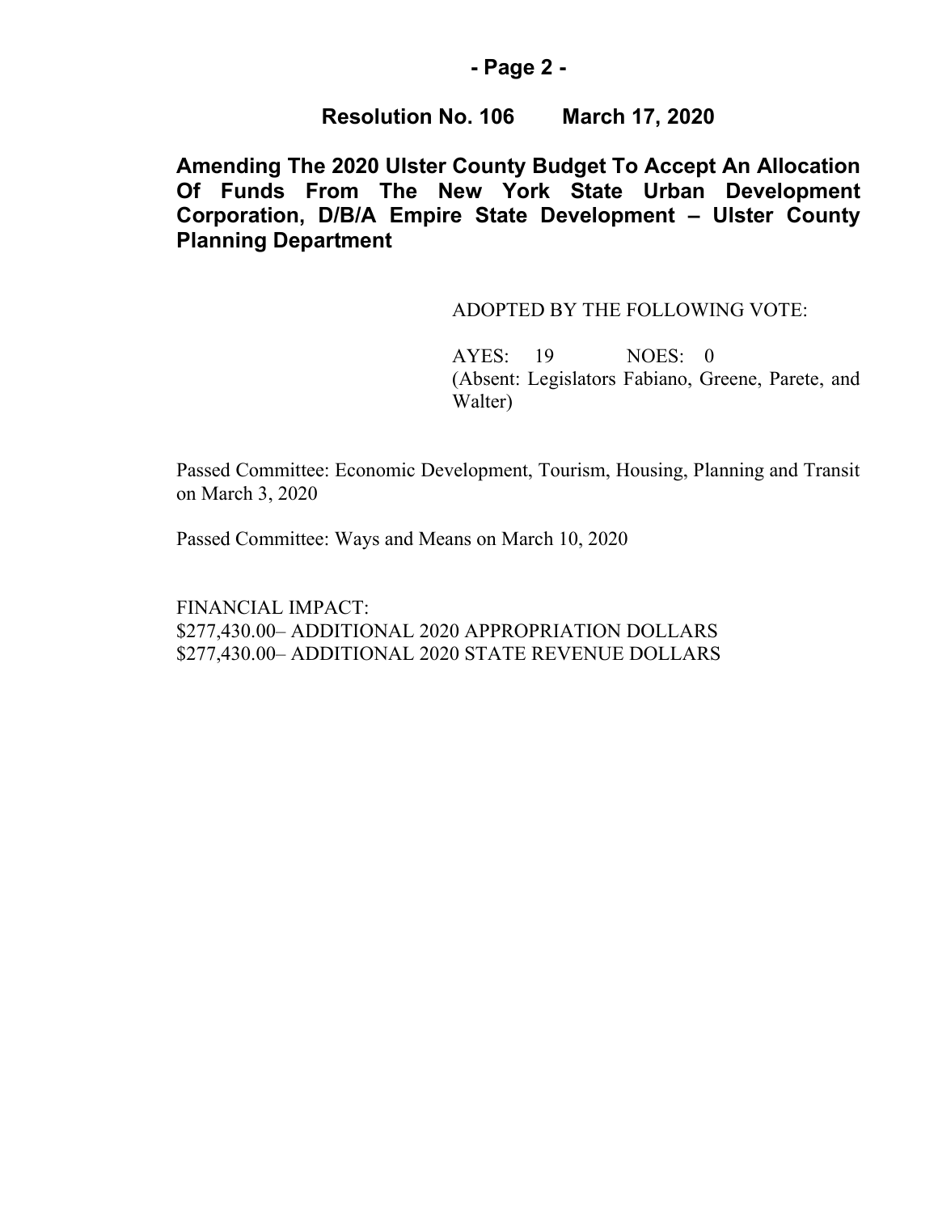## Resolution No. 106 March 17, 2020

**Amending The 2020 Ulster County Budget To Accept An Allocation Of Funds From The New York State Urban Development Corporation, D/B/A Empire State Development – Ulster County Planning Department**

ADOPTED BY THE FOLLOWING VOTE:

AYES: 19 NOES: 0
(Absent: Legislators Fabiano, Greene, Parete, and Walter)

Passed Committee: Economic Development, Tourism, Housing, Planning and Transit on March 3, 2020

Passed Committee: Ways and Means on March 10, 2020

FINANCIAL IMPACT:
$277,430.00– ADDITIONAL 2020 APPROPRIATION DOLLARS
$277,430.00– ADDITIONAL 2020 STATE REVENUE DOLLARS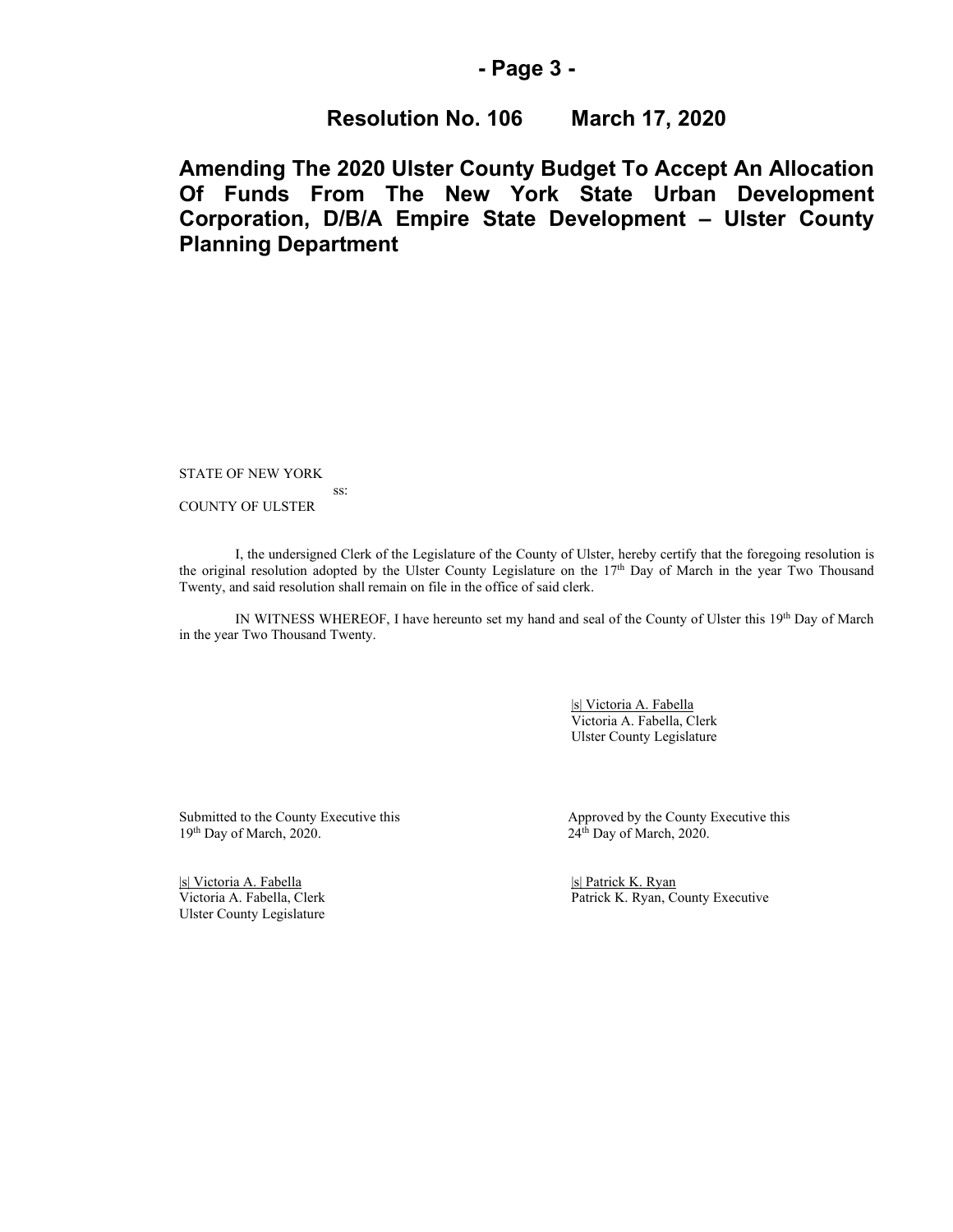**Resolution No. 106 March 17, 2020**

## Amending The 2020 Ulster County Budget To Accept An Allocation Of Funds From The New York State Urban Development Corporation, D/B/A Empire State Development – Ulster County Planning Department

STATE OF NEW YORK
ss:
COUNTY OF ULSTER

I, the undersigned Clerk of the Legislature of the County of Ulster, hereby certify that the foregoing resolution is the original resolution adopted by the Ulster County Legislature on the 17th Day of March in the year Two Thousand Twenty, and said resolution shall remain on file in the office of said clerk.

IN WITNESS WHEREOF, I have hereunto set my hand and seal of the County of Ulster this 19th Day of March in the year Two Thousand Twenty.

|s| Victoria A. Fabella
Victoria A. Fabella, Clerk
Ulster County Legislature

Submitted to the County Executive this
19th Day of March, 2020.

|s| Victoria A. Fabella
Victoria A. Fabella, Clerk
Ulster County Legislature

Approved by the County Executive this
24th Day of March, 2020.

|s| Patrick K. Ryan
Patrick K. Ryan, County Executive